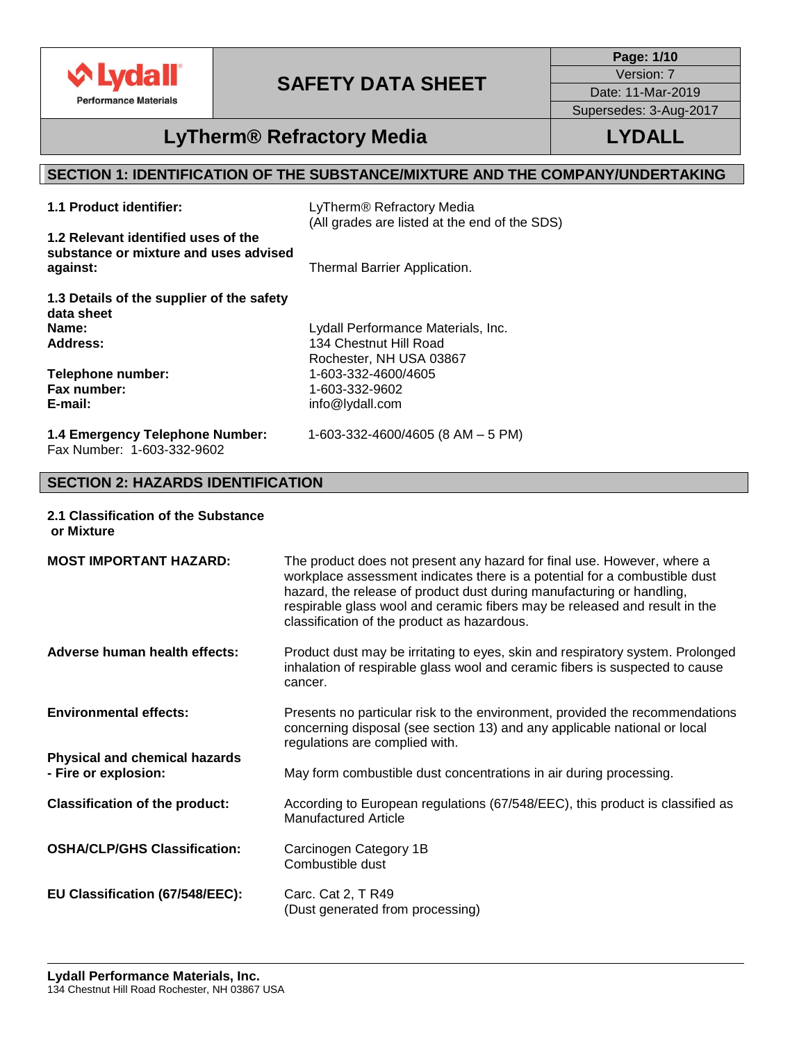# SAFETY DATA SHEET

Version: 7
Date: 11-Mar-2019
Supersedes: 3-Aug-2017

## LyTherm® Refractory Media

**LYDALL**

## SECTION 1: IDENTIFICATION OF THE SUBSTANCE/MIXTURE AND THE COMPANY/UNDERTAKING

**1.1 Product identifier:** LyTherm® Refractory Media
(All grades are listed at the end of the SDS)

**1.2 Relevant identified uses of the substance or mixture and uses advised against:** Thermal Barrier Application.

**1.3 Details of the supplier of the safety data sheet**

**Name:** Lydall Performance Materials, Inc.
**Address:** 134 Chestnut Hill Road
Rochester, NH USA 03867
**Telephone number:** 1-603-332-4600/4605
**Fax number:** 1-603-332-9602
**E-mail:** info@lydall.com

**1.4 Emergency Telephone Number:** 1-603-332-4600/4605 (8 AM – 5 PM)
Fax Number: 1-603-332-9602

## SECTION 2: HAZARDS IDENTIFICATION

**2.1 Classification of the Substance or Mixture**

**MOST IMPORTANT HAZARD:** The product does not present any hazard for final use. However, where a workplace assessment indicates there is a potential for a combustible dust hazard, the release of product dust during manufacturing or handling, respirable glass wool and ceramic fibers may be released and result in the classification of the product as hazardous.

**Adverse human health effects:** Product dust may be irritating to eyes, skin and respiratory system. Prolonged inhalation of respirable glass wool and ceramic fibers is suspected to cause cancer.

**Environmental effects:** Presents no particular risk to the environment, provided the recommendations concerning disposal (see section 13) and any applicable national or local regulations are complied with.

**Physical and chemical hazards - Fire or explosion:** May form combustible dust concentrations in air during processing.

**Classification of the product:** According to European regulations (67/548/EEC), this product is classified as Manufactured Article

**OSHA/CLP/GHS Classification:** Carcinogen Category 1B
Combustible dust

**EU Classification (67/548/EEC):** Carc. Cat 2, T R49
(Dust generated from processing)

**Lydall Performance Materials, Inc.**
134 Chestnut Hill Road Rochester, NH 03867 USA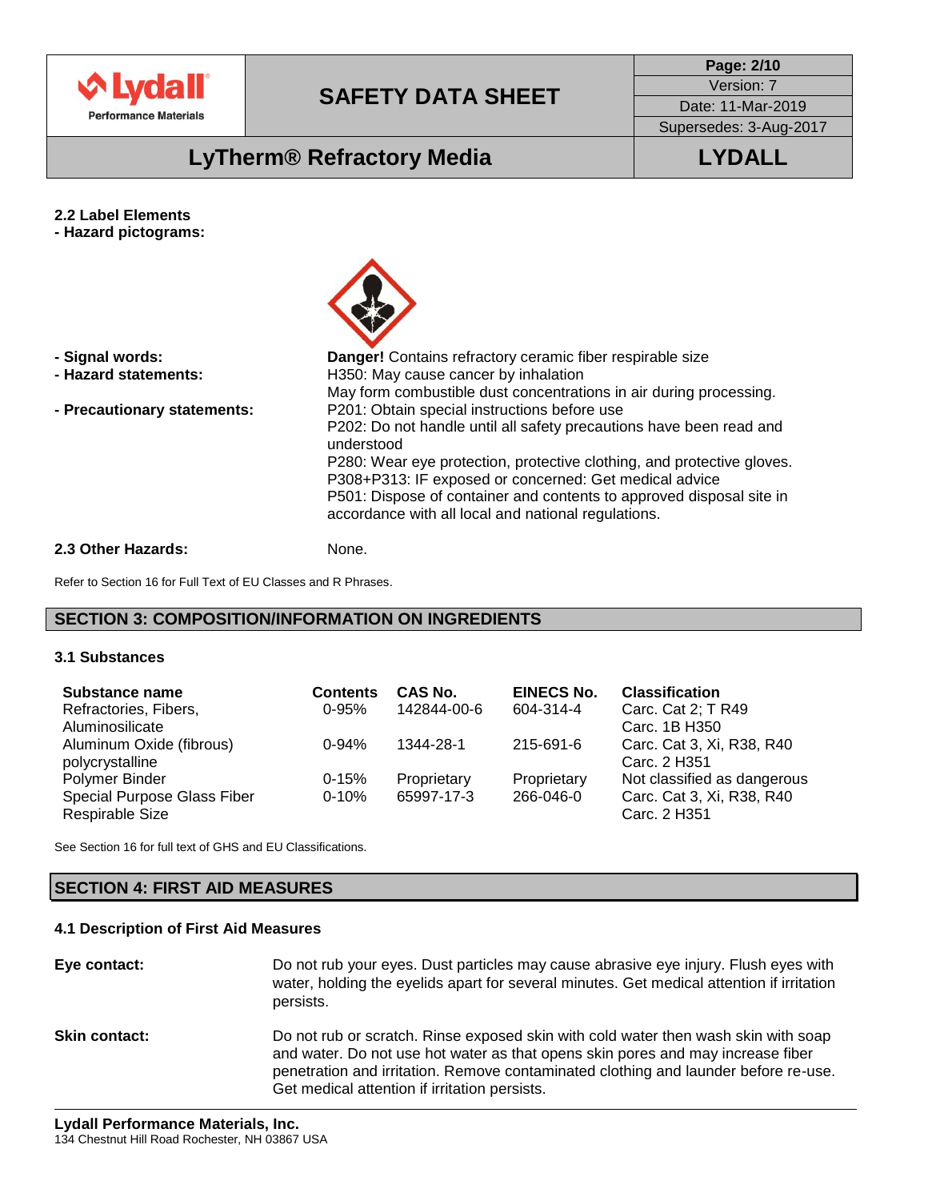**2.2 Label Elements**

**- Hazard pictograms:**

**- Signal words:** **Danger!** Contains refractory ceramic fiber respirable size

**- Hazard statements:** H350: May cause cancer by inhalation
May form combustible dust concentrations in air during processing.

**- Precautionary statements:**
P201: Obtain special instructions before use
P202: Do not handle until all safety precautions have been read and understood
P280: Wear eye protection, protective clothing, and protective gloves.
P308+P313: IF exposed or concerned: Get medical advice
P501: Dispose of container and contents to approved disposal site in accordance with all local and national regulations.

**2.3 Other Hazards:** None.

Refer to Section 16 for Full Text of EU Classes and R Phrases.

## SECTION 3: COMPOSITION/INFORMATION ON INGREDIENTS

### 3.1 Substances

| Substance name | Contents | CAS No. | EINECS No. | Classification |
|---|---|---|---|---|
| Refractories, Fibers, Aluminosilicate | 0-95% | 142844-00-6 | 604-314-4 | Carc. Cat 2; T R49<br>Carc. 1B H350 |
| Aluminum Oxide (fibrous) polycrystalline | 0-94% | 1344-28-1 | 215-691-6 | Carc. Cat 3, Xi, R38, R40<br>Carc. 2 H351 |
| Polymer Binder | 0-15% | Proprietary | Proprietary | Not classified as dangerous |
| Special Purpose Glass Fiber Respirable Size | 0-10% | 65997-17-3 | 266-046-0 | Carc. Cat 3, Xi, R38, R40<br>Carc. 2 H351 |

See Section 16 for full text of GHS and EU Classifications.

## SECTION 4: FIRST AID MEASURES

### 4.1 Description of First Aid Measures

**Eye contact:** Do not rub your eyes. Dust particles may cause abrasive eye injury. Flush eyes with water, holding the eyelids apart for several minutes. Get medical attention if irritation persists.

**Skin contact:** Do not rub or scratch. Rinse exposed skin with cold water then wash skin with soap and water. Do not use hot water as that opens skin pores and may increase fiber penetration and irritation. Remove contaminated clothing and launder before re-use. Get medical attention if irritation persists.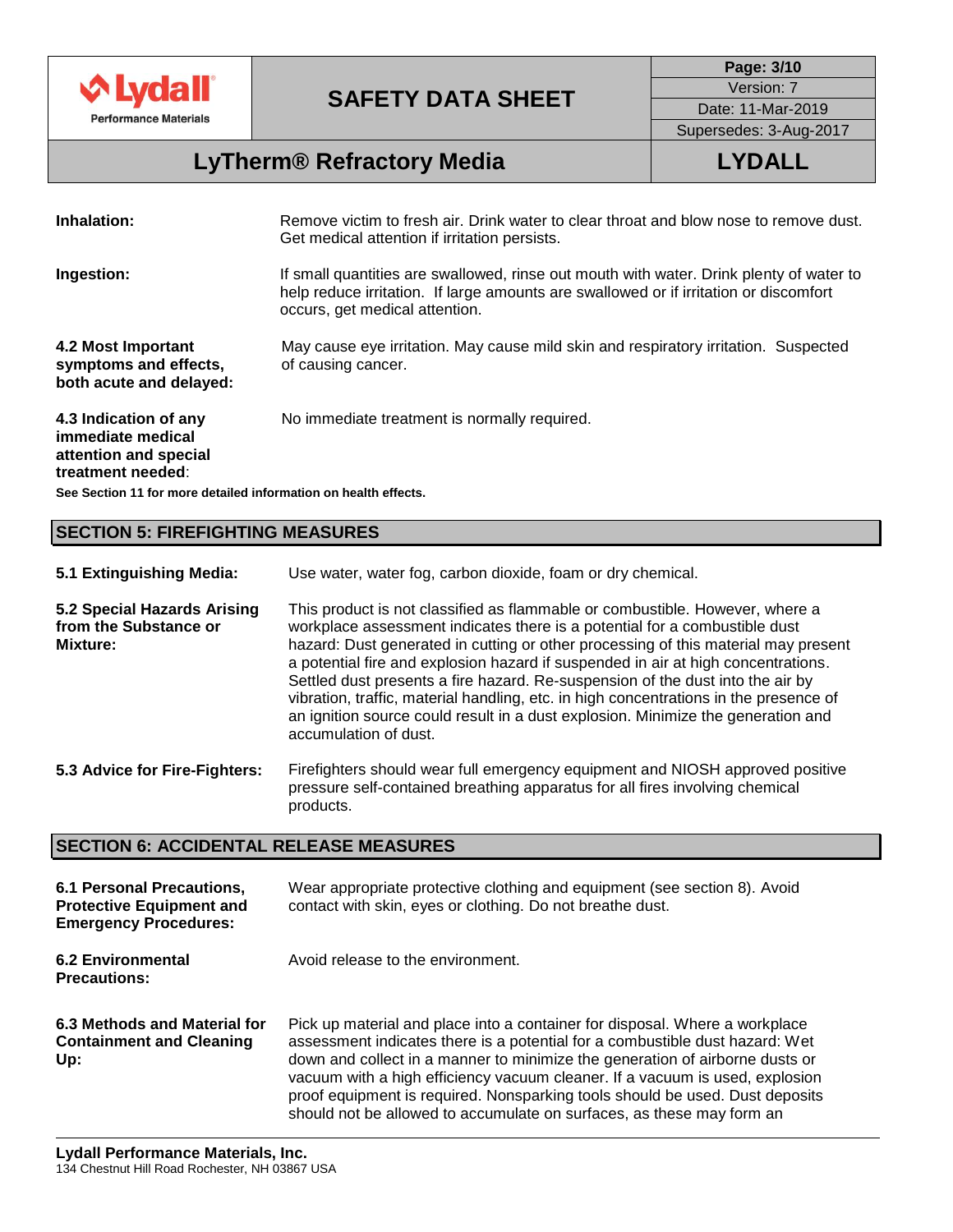**Inhalation:** Remove victim to fresh air. Drink water to clear throat and blow nose to remove dust. Get medical attention if irritation persists.

**Ingestion:** If small quantities are swallowed, rinse out mouth with water. Drink plenty of water to help reduce irritation. If large amounts are swallowed or if irritation or discomfort occurs, get medical attention.

**4.2 Most Important symptoms and effects, both acute and delayed:** May cause eye irritation. May cause mild skin and respiratory irritation. Suspected of causing cancer.

**4.3 Indication of any immediate medical attention and special treatment needed**: No immediate treatment is normally required.

**See Section 11 for more detailed information on health effects.**

## SECTION 5: FIREFIGHTING MEASURES

**5.1 Extinguishing Media:** Use water, water fog, carbon dioxide, foam or dry chemical.

**5.2 Special Hazards Arising from the Substance or Mixture:** This product is not classified as flammable or combustible. However, where a workplace assessment indicates there is a potential for a combustible dust hazard: Dust generated in cutting or other processing of this material may present a potential fire and explosion hazard if suspended in air at high concentrations. Settled dust presents a fire hazard. Re-suspension of the dust into the air by vibration, traffic, material handling, etc. in high concentrations in the presence of an ignition source could result in a dust explosion. Minimize the generation and accumulation of dust.

**5.3 Advice for Fire-Fighters:** Firefighters should wear full emergency equipment and NIOSH approved positive pressure self-contained breathing apparatus for all fires involving chemical products.

## SECTION 6: ACCIDENTAL RELEASE MEASURES

**6.1 Personal Precautions, Protective Equipment and Emergency Procedures:** Wear appropriate protective clothing and equipment (see section 8). Avoid contact with skin, eyes or clothing. Do not breathe dust.

**6.2 Environmental Precautions:** Avoid release to the environment.

**6.3 Methods and Material for Containment and Cleaning Up:** Pick up material and place into a container for disposal. Where a workplace assessment indicates there is a potential for a combustible dust hazard: Wet down and collect in a manner to minimize the generation of airborne dusts or vacuum with a high efficiency vacuum cleaner. If a vacuum is used, explosion proof equipment is required. Nonsparking tools should be used. Dust deposits should not be allowed to accumulate on surfaces, as these may form an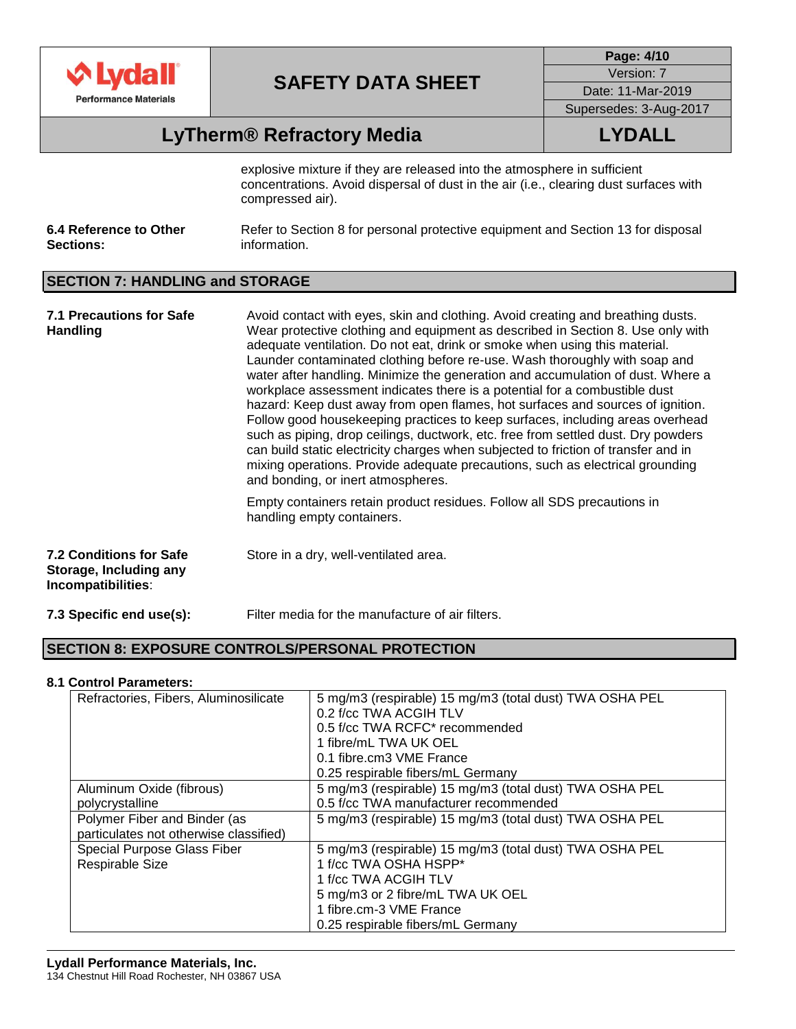explosive mixture if they are released into the atmosphere in sufficient concentrations. Avoid dispersal of dust in the air (i.e., clearing dust surfaces with compressed air).

**6.4 Reference to Other Sections:** Refer to Section 8 for personal protective equipment and Section 13 for disposal information.

## SECTION 7: HANDLING and STORAGE

**7.1 Precautions for Safe Handling**

Avoid contact with eyes, skin and clothing. Avoid creating and breathing dusts. Wear protective clothing and equipment as described in Section 8. Use only with adequate ventilation. Do not eat, drink or smoke when using this material. Launder contaminated clothing before re-use. Wash thoroughly with soap and water after handling. Minimize the generation and accumulation of dust. Where a workplace assessment indicates there is a potential for a combustible dust hazard: Keep dust away from open flames, hot surfaces and sources of ignition. Follow good housekeeping practices to keep surfaces, including areas overhead such as piping, drop ceilings, ductwork, etc. free from settled dust. Dry powders can build static electricity charges when subjected to friction of transfer and in mixing operations. Provide adequate precautions, such as electrical grounding and bonding, or inert atmospheres.

Empty containers retain product residues. Follow all SDS precautions in handling empty containers.

**7.2 Conditions for Safe Storage, Including any Incompatibilities:** Store in a dry, well-ventilated area.

**7.3 Specific end use(s):** Filter media for the manufacture of air filters.

## SECTION 8: EXPOSURE CONTROLS/PERSONAL PROTECTION

**8.1 Control Parameters:**

| Component | Exposure Limits |
|---|---|
| Refractories, Fibers, Aluminosilicate | 5 mg/m3 (respirable) 15 mg/m3 (total dust) TWA OSHA PEL<br>0.2 f/cc TWA ACGIH TLV<br>0.5 f/cc TWA RCFC* recommended<br>1 fibre/mL TWA UK OEL<br>0.1 fibre.cm3 VME France<br>0.25 respirable fibers/mL Germany |
| Aluminum Oxide (fibrous) polycrystalline | 5 mg/m3 (respirable) 15 mg/m3 (total dust) TWA OSHA PEL<br>0.5 f/cc TWA manufacturer recommended |
| Polymer Fiber and Binder (as particulates not otherwise classified) | 5 mg/m3 (respirable) 15 mg/m3 (total dust) TWA OSHA PEL |
| Special Purpose Glass Fiber Respirable Size | 5 mg/m3 (respirable) 15 mg/m3 (total dust) TWA OSHA PEL<br>1 f/cc TWA OSHA HSPP*<br>1 f/cc TWA ACGIH TLV<br>5 mg/m3 or 2 fibre/mL TWA UK OEL<br>1 fibre.cm-3 VME France<br>0.25 respirable fibers/mL Germany |

**Lydall Performance Materials, Inc.**
134 Chestnut Hill Road Rochester, NH 03867 USA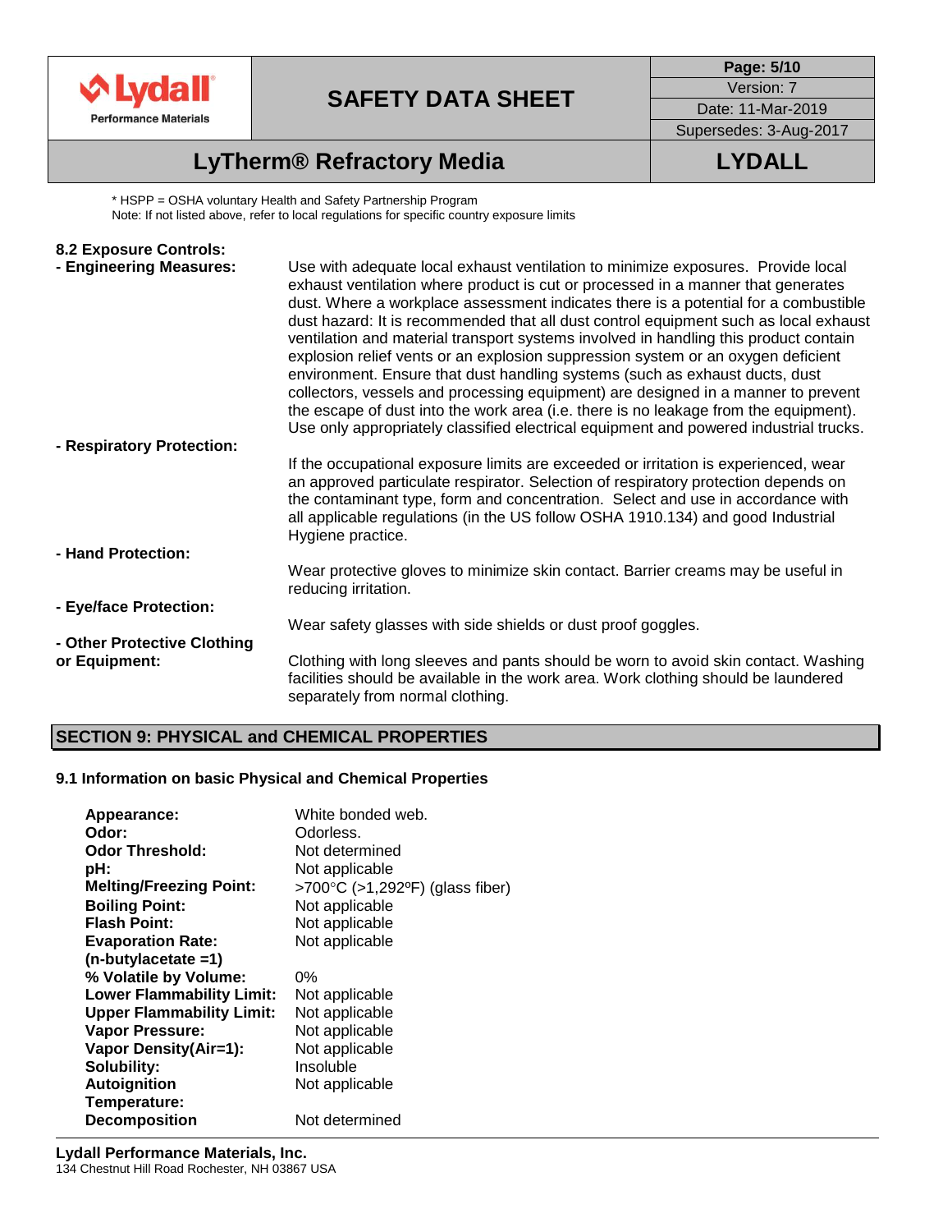* HSPP = OSHA voluntary Health and Safety Partnership Program
Note: If not listed above, refer to local regulations for specific country exposure limits

### 8.2 Exposure Controls:

**- Engineering Measures:** Use with adequate local exhaust ventilation to minimize exposures. Provide local exhaust ventilation where product is cut or processed in a manner that generates dust. Where a workplace assessment indicates there is a potential for a combustible dust hazard: It is recommended that all dust control equipment such as local exhaust ventilation and material transport systems involved in handling this product contain explosion relief vents or an explosion suppression system or an oxygen deficient environment. Ensure that dust handling systems (such as exhaust ducts, dust collectors, vessels and processing equipment) are designed in a manner to prevent the escape of dust into the work area (i.e. there is no leakage from the equipment). Use only appropriately classified electrical equipment and powered industrial trucks.

**- Respiratory Protection:** If the occupational exposure limits are exceeded or irritation is experienced, wear an approved particulate respirator. Selection of respiratory protection depends on the contaminant type, form and concentration. Select and use in accordance with all applicable regulations (in the US follow OSHA 1910.134) and good Industrial Hygiene practice.

**- Hand Protection:** Wear protective gloves to minimize skin contact. Barrier creams may be useful in reducing irritation.

**- Eye/face Protection:** Wear safety glasses with side shields or dust proof goggles.

**- Other Protective Clothing or Equipment:** Clothing with long sleeves and pants should be worn to avoid skin contact. Washing facilities should be available in the work area. Work clothing should be laundered separately from normal clothing.

## SECTION 9: PHYSICAL and CHEMICAL PROPERTIES

### 9.1 Information on basic Physical and Chemical Properties

| | |
|---|---|
| **Appearance:** | White bonded web. |
| **Odor:** | Odorless. |
| **Odor Threshold:** | Not determined |
| **pH:** | Not applicable |
| **Melting/Freezing Point:** | >700°C (>1,292ºF) (glass fiber) |
| **Boiling Point:** | Not applicable |
| **Flash Point:** | Not applicable |
| **Evaporation Rate: (n-butylacetate =1)** | Not applicable |
| **% Volatile by Volume:** | 0% |
| **Lower Flammability Limit:** | Not applicable |
| **Upper Flammability Limit:** | Not applicable |
| **Vapor Pressure:** | Not applicable |
| **Vapor Density(Air=1):** | Not applicable |
| **Solubility:** | Insoluble |
| **Autoignition Temperature:** | Not applicable |
| **Decomposition** | Not determined |

**Lydall Performance Materials, Inc.**
134 Chestnut Hill Road Rochester, NH 03867 USA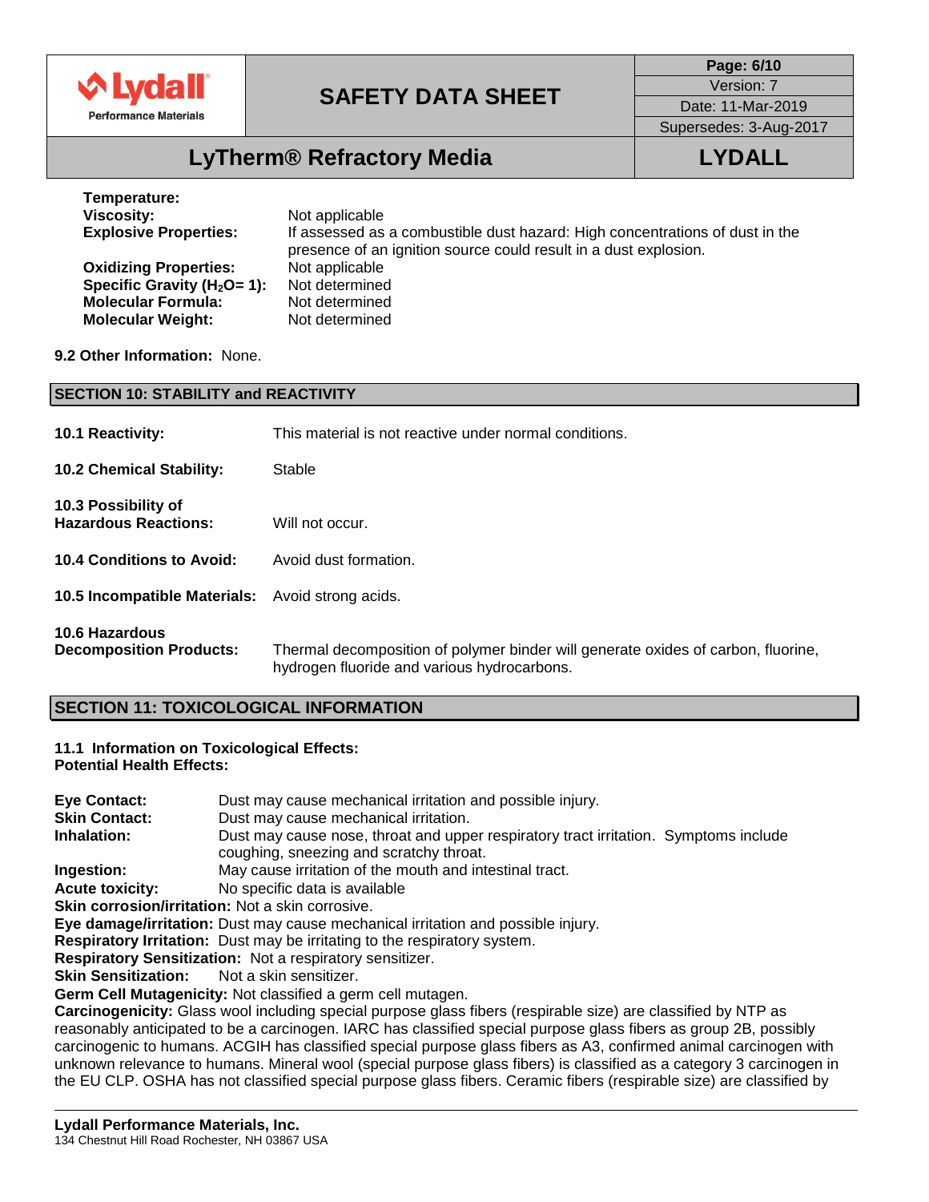**Temperature:**
**Viscosity:** Not applicable
**Explosive Properties:** If assessed as a combustible dust hazard: High concentrations of dust in the presence of an ignition source could result in a dust explosion.
**Oxidizing Properties:** Not applicable
**Specific Gravity ($H_2O$= 1):** Not determined
**Molecular Formula:** Not determined
**Molecular Weight:** Not determined

**9.2 Other Information:** None.

## SECTION 10: STABILITY and REACTIVITY

**10.1 Reactivity:** This material is not reactive under normal conditions.

**10.2 Chemical Stability:** Stable

**10.3 Possibility of Hazardous Reactions:** Will not occur.

**10.4 Conditions to Avoid:** Avoid dust formation.

**10.5 Incompatible Materials:** Avoid strong acids.

**10.6 Hazardous Decomposition Products:** Thermal decomposition of polymer binder will generate oxides of carbon, fluorine, hydrogen fluoride and various hydrocarbons.

## SECTION 11: TOXICOLOGICAL INFORMATION

**11.1 Information on Toxicological Effects:**
**Potential Health Effects:**

**Eye Contact:** Dust may cause mechanical irritation and possible injury.
**Skin Contact:** Dust may cause mechanical irritation.
**Inhalation:** Dust may cause nose, throat and upper respiratory tract irritation. Symptoms include coughing, sneezing and scratchy throat.
**Ingestion:** May cause irritation of the mouth and intestinal tract.
**Acute toxicity:** No specific data is available
**Skin corrosion/irritation:** Not a skin corrosive.
**Eye damage/irritation:** Dust may cause mechanical irritation and possible injury.
**Respiratory Irritation:** Dust may be irritating to the respiratory system.
**Respiratory Sensitization:** Not a respiratory sensitizer.
**Skin Sensitization:** Not a skin sensitizer.
**Germ Cell Mutagenicity:** Not classified a germ cell mutagen.
**Carcinogenicity:** Glass wool including special purpose glass fibers (respirable size) are classified by NTP as reasonably anticipated to be a carcinogen. IARC has classified special purpose glass fibers as group 2B, possibly carcinogenic to humans. ACGIH has classified special purpose glass fibers as A3, confirmed animal carcinogen with unknown relevance to humans. Mineral wool (special purpose glass fibers) is classified as a category 3 carcinogen in the EU CLP. OSHA has not classified special purpose glass fibers. Ceramic fibers (respirable size) are classified by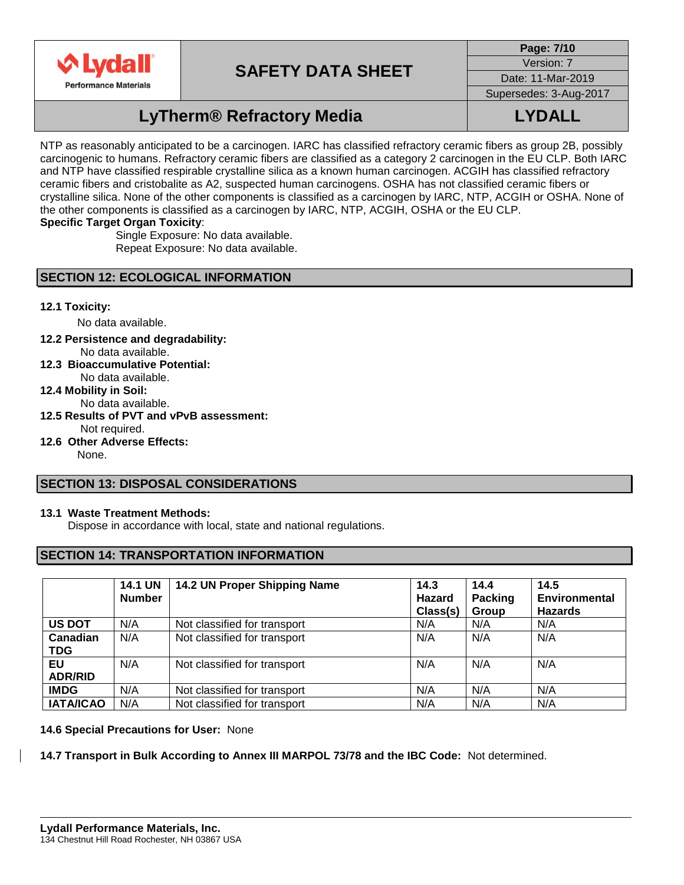NTP as reasonably anticipated to be a carcinogen. IARC has classified refractory ceramic fibers as group 2B, possibly carcinogenic to humans. Refractory ceramic fibers are classified as a category 2 carcinogen in the EU CLP. Both IARC and NTP have classified respirable crystalline silica as a known human carcinogen. ACGIH has classified refractory ceramic fibers and cristobalite as A2, suspected human carcinogens. OSHA has not classified ceramic fibers or crystalline silica. None of the other components is classified as a carcinogen by IARC, NTP, ACGIH or OSHA. None of the other components is classified as a carcinogen by IARC, NTP, ACGIH, OSHA or the EU CLP.

**Specific Target Organ Toxicity**:

Single Exposure: No data available.
Repeat Exposure: No data available.

## SECTION 12: ECOLOGICAL INFORMATION

**12.1 Toxicity:**

No data available.

**12.2 Persistence and degradability:**

No data available.

**12.3 Bioaccumulative Potential:**

No data available.

**12.4 Mobility in Soil:**

No data available.

**12.5 Results of PVT and vPvB assessment:**

Not required.

**12.6 Other Adverse Effects:**

None.

## SECTION 13: DISPOSAL CONSIDERATIONS

**13.1 Waste Treatment Methods:**

Dispose in accordance with local, state and national regulations.

## SECTION 14: TRANSPORTATION INFORMATION

| | 14.1 UN Number | 14.2 UN Proper Shipping Name | 14.3 Hazard Class(s) | 14.4 Packing Group | 14.5 Environmental Hazards |
|---|---|---|---|---|---|
| **US DOT** | N/A | Not classified for transport | N/A | N/A | N/A |
| **Canadian TDG** | N/A | Not classified for transport | N/A | N/A | N/A |
| **EU ADR/RID** | N/A | Not classified for transport | N/A | N/A | N/A |
| **IMDG** | N/A | Not classified for transport | N/A | N/A | N/A |
| **IATA/ICAO** | N/A | Not classified for transport | N/A | N/A | N/A |

**14.6 Special Precautions for User:** None

**14.7 Transport in Bulk According to Annex III MARPOL 73/78 and the IBC Code:** Not determined.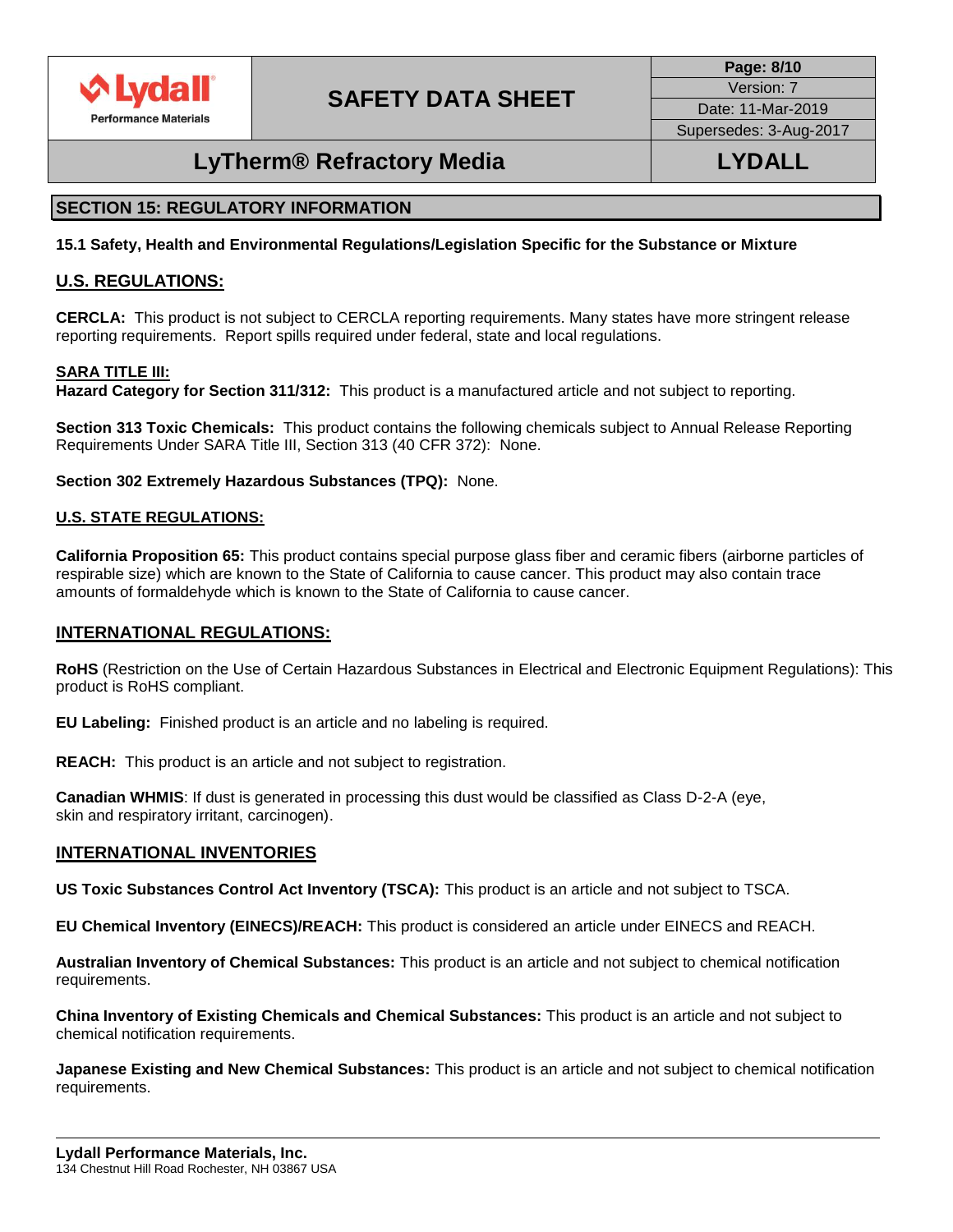## SECTION 15: REGULATORY INFORMATION

**15.1 Safety, Health and Environmental Regulations/Legislation Specific for the Substance or Mixture**

### U.S. REGULATIONS:

**CERCLA:** This product is not subject to CERCLA reporting requirements. Many states have more stringent release reporting requirements. Report spills required under federal, state and local regulations.

**SARA TITLE III:**

**Hazard Category for Section 311/312:** This product is a manufactured article and not subject to reporting.

**Section 313 Toxic Chemicals:** This product contains the following chemicals subject to Annual Release Reporting Requirements Under SARA Title III, Section 313 (40 CFR 372): None.

**Section 302 Extremely Hazardous Substances (TPQ):** None.

**U.S. STATE REGULATIONS:**

**California Proposition 65:** This product contains special purpose glass fiber and ceramic fibers (airborne particles of respirable size) which are known to the State of California to cause cancer. This product may also contain trace amounts of formaldehyde which is known to the State of California to cause cancer.

### INTERNATIONAL REGULATIONS:

**RoHS** (Restriction on the Use of Certain Hazardous Substances in Electrical and Electronic Equipment Regulations): This product is RoHS compliant.

**EU Labeling:** Finished product is an article and no labeling is required.

**REACH:** This product is an article and not subject to registration.

**Canadian WHMIS**: If dust is generated in processing this dust would be classified as Class D-2-A (eye, skin and respiratory irritant, carcinogen).

### INTERNATIONAL INVENTORIES

**US Toxic Substances Control Act Inventory (TSCA):** This product is an article and not subject to TSCA.

**EU Chemical Inventory (EINECS)/REACH:** This product is considered an article under EINECS and REACH.

**Australian Inventory of Chemical Substances:** This product is an article and not subject to chemical notification requirements.

**China Inventory of Existing Chemicals and Chemical Substances:** This product is an article and not subject to chemical notification requirements.

**Japanese Existing and New Chemical Substances:** This product is an article and not subject to chemical notification requirements.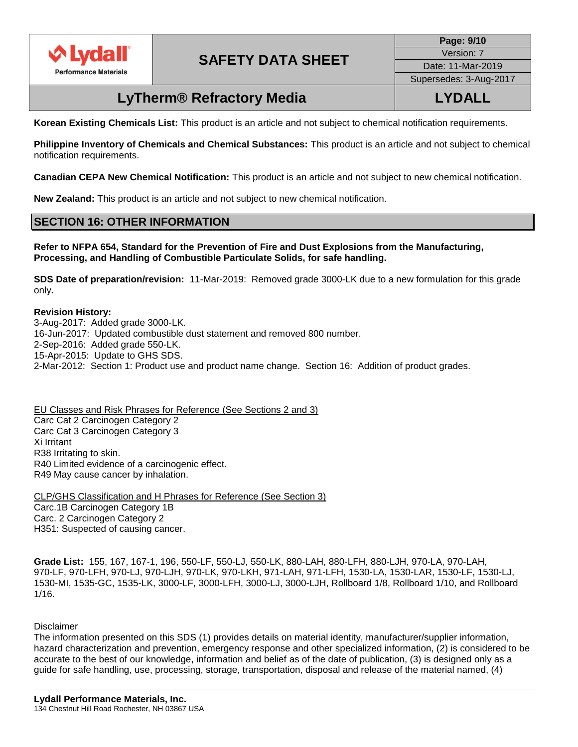**Korean Existing Chemicals List:** This product is an article and not subject to chemical notification requirements.

**Philippine Inventory of Chemicals and Chemical Substances:** This product is an article and not subject to chemical notification requirements.

**Canadian CEPA New Chemical Notification:** This product is an article and not subject to new chemical notification.

**New Zealand:** This product is an article and not subject to new chemical notification.

## SECTION 16: OTHER INFORMATION

**Refer to NFPA 654, Standard for the Prevention of Fire and Dust Explosions from the Manufacturing, Processing, and Handling of Combustible Particulate Solids, for safe handling.**

**SDS Date of preparation/revision:** 11-Mar-2019: Removed grade 3000-LK due to a new formulation for this grade only.

**Revision History:**
3-Aug-2017: Added grade 3000-LK.
16-Jun-2017: Updated combustible dust statement and removed 800 number.
2-Sep-2016: Added grade 550-LK.
15-Apr-2015: Update to GHS SDS.
2-Mar-2012: Section 1: Product use and product name change. Section 16: Addition of product grades.

EU Classes and Risk Phrases for Reference (See Sections 2 and 3)
Carc Cat 2 Carcinogen Category 2
Carc Cat 3 Carcinogen Category 3
Xi Irritant
R38 Irritating to skin.
R40 Limited evidence of a carcinogenic effect.
R49 May cause cancer by inhalation.

CLP/GHS Classification and H Phrases for Reference (See Section 3)
Carc.1B Carcinogen Category 1B
Carc. 2 Carcinogen Category 2
H351: Suspected of causing cancer.

**Grade List:** 155, 167, 167-1, 196, 550-LF, 550-LJ, 550-LK, 880-LAH, 880-LFH, 880-LJH, 970-LA, 970-LAH, 970-LF, 970-LFH, 970-LJ, 970-LJH, 970-LK, 970-LKH, 971-LAH, 971-LFH, 1530-LA, 1530-LAR, 1530-LF, 1530-LJ, 1530-MI, 1535-GC, 1535-LK, 3000-LF, 3000-LFH, 3000-LJ, 3000-LJH, Rollboard 1/8, Rollboard 1/10, and Rollboard 1/16.

Disclaimer
The information presented on this SDS (1) provides details on material identity, manufacturer/supplier information, hazard characterization and prevention, emergency response and other specialized information, (2) is considered to be accurate to the best of our knowledge, information and belief as of the date of publication, (3) is designed only as a guide for safe handling, use, processing, storage, transportation, disposal and release of the material named, (4)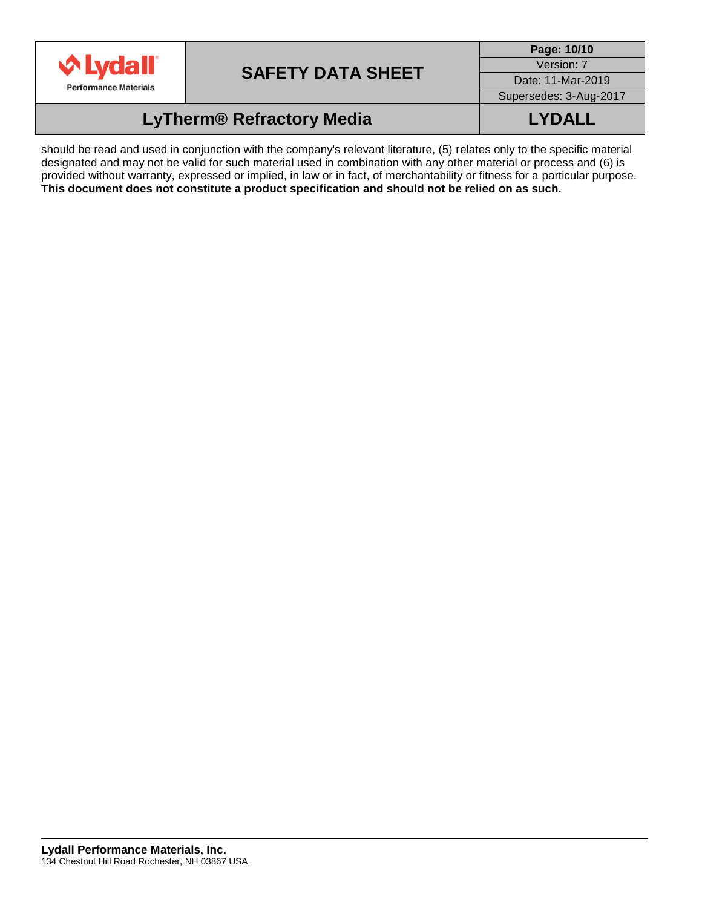should be read and used in conjunction with the company's relevant literature, (5) relates only to the specific material designated and may not be valid for such material used in combination with any other material or process and (6) is provided without warranty, expressed or implied, in law or in fact, of merchantability or fitness for a particular purpose. **This document does not constitute a product specification and should not be relied on as such.**